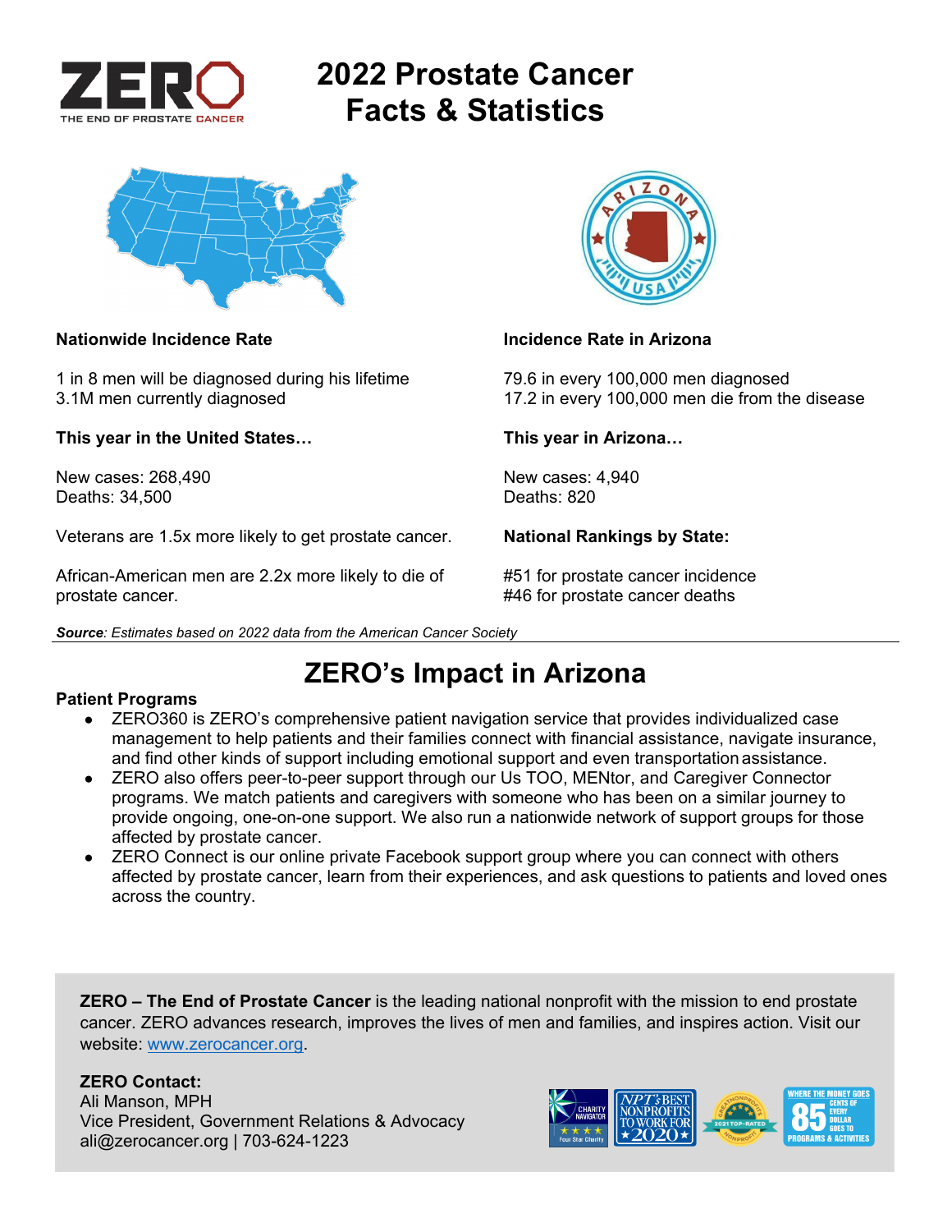# 2022 Prostate Cancer Facts & Statistics

**Nationwide Incidence Rate**

1 in 8 men will be diagnosed during his lifetime
3.1M men currently diagnosed

**This year in the United States…**

New cases: 268,490
Deaths: 34,500

Veterans are 1.5x more likely to get prostate cancer.

African-American men are 2.2x more likely to die of prostate cancer.

**Incidence Rate in Arizona**

79.6 in every 100,000 men diagnosed
17.2 in every 100,000 men die from the disease

**This year in Arizona…**

New cases: 4,940
Deaths: 820

**National Rankings by State:**

#51 for prostate cancer incidence
#46 for prostate cancer deaths

***Source**: Estimates based on 2022 data from the American Cancer Society*

## ZERO's Impact in Arizona

**Patient Programs**

- ZERO360 is ZERO's comprehensive patient navigation service that provides individualized case management to help patients and their families connect with financial assistance, navigate insurance, and find other kinds of support including emotional support and even transportation assistance.
- ZERO also offers peer-to-peer support through our Us TOO, MENtor, and Caregiver Connector programs. We match patients and caregivers with someone who has been on a similar journey to provide ongoing, one-on-one support. We also run a nationwide network of support groups for those affected by prostate cancer.
- ZERO Connect is our online private Facebook support group where you can connect with others affected by prostate cancer, learn from their experiences, and ask questions to patients and loved ones across the country.

**ZERO – The End of Prostate Cancer** is the leading national nonprofit with the mission to end prostate cancer. ZERO advances research, improves the lives of men and families, and inspires action. Visit our website: www.zerocancer.org.

**ZERO Contact:**
Ali Manson, MPH
Vice President, Government Relations & Advocacy
ali@zerocancer.org | 703-624-1223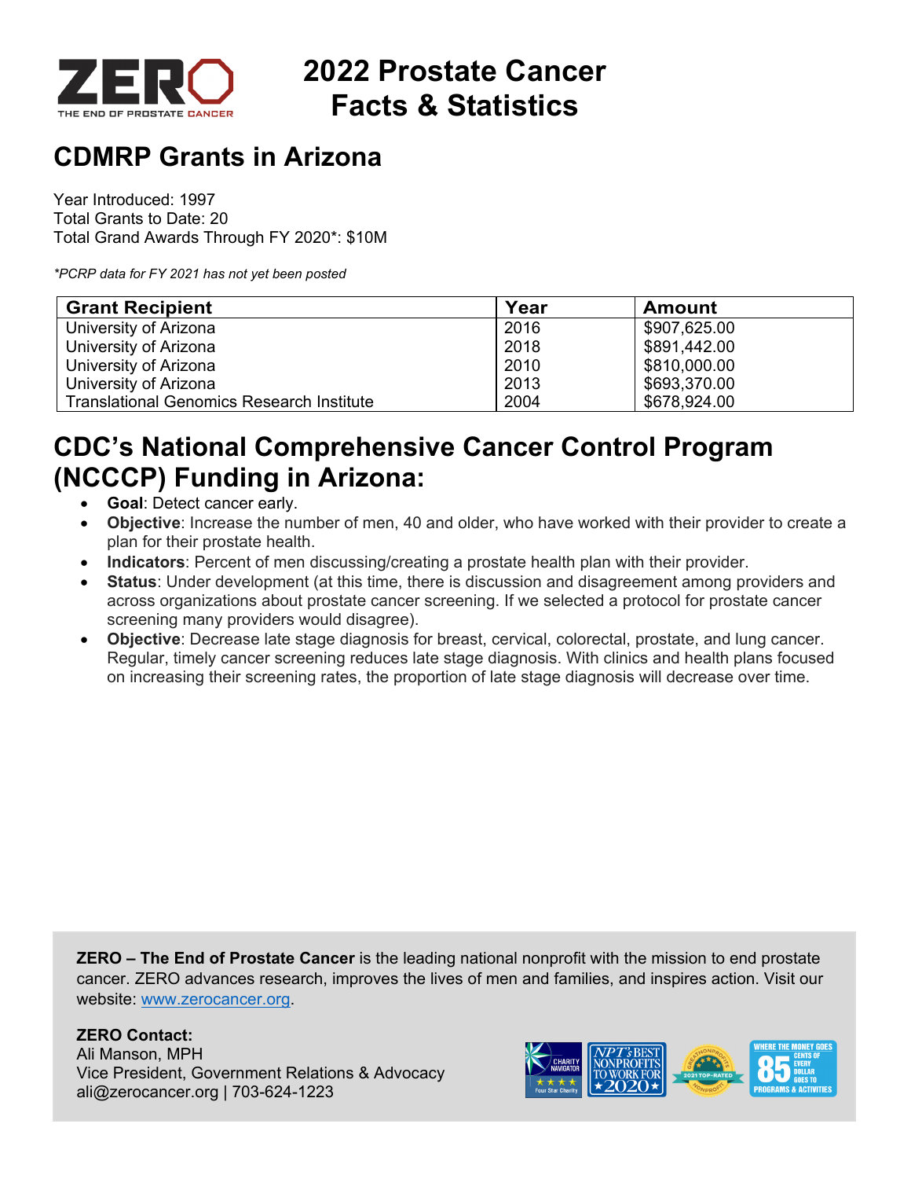# 2022 Prostate Cancer Facts & Statistics

## CDMRP Grants in Arizona

Year Introduced: 1997
Total Grants to Date: 20
Total Grand Awards Through FY 2020*: $10M

*\*PCRP data for FY 2021 has not yet been posted*

| Grant Recipient | Year | Amount |
|---|---|---|
| University of Arizona | 2016 | $907,625.00 |
| University of Arizona | 2018 | $891,442.00 |
| University of Arizona | 2010 | $810,000.00 |
| University of Arizona | 2013 | $693,370.00 |
| Translational Genomics Research Institute | 2004 | $678,924.00 |

## CDC's National Comprehensive Cancer Control Program (NCCCP) Funding in Arizona:

- **Goal**: Detect cancer early.
- **Objective**: Increase the number of men, 40 and older, who have worked with their provider to create a plan for their prostate health.
- **Indicators**: Percent of men discussing/creating a prostate health plan with their provider.
- **Status**: Under development (at this time, there is discussion and disagreement among providers and across organizations about prostate cancer screening. If we selected a protocol for prostate cancer screening many providers would disagree).
- **Objective**: Decrease late stage diagnosis for breast, cervical, colorectal, prostate, and lung cancer. Regular, timely cancer screening reduces late stage diagnosis. With clinics and health plans focused on increasing their screening rates, the proportion of late stage diagnosis will decrease over time.

**ZERO – The End of Prostate Cancer** is the leading national nonprofit with the mission to end prostate cancer. ZERO advances research, improves the lives of men and families, and inspires action. Visit our website: [www.zerocancer.org](http://www.zerocancer.org).

**ZERO Contact:**
Ali Manson, MPH
Vice President, Government Relations & Advocacy
ali@zerocancer.org | 703-624-1223